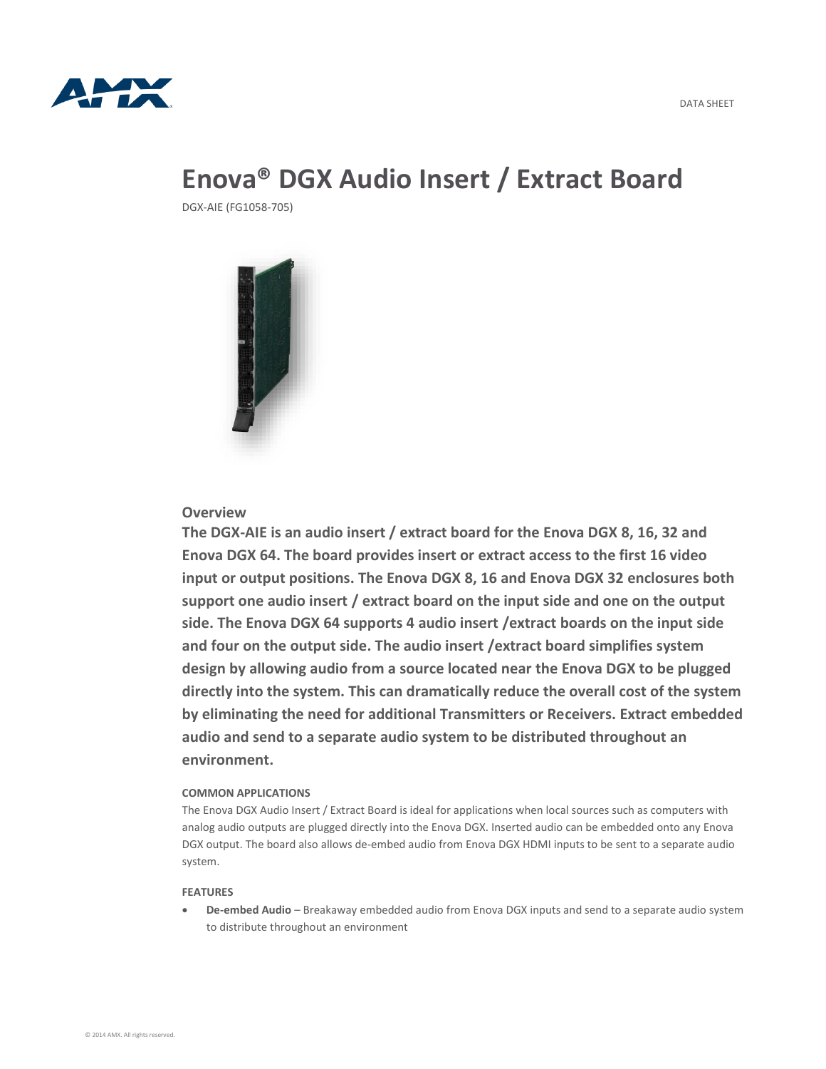DATA SHEET

# Enova® DGX Audio Insert / Extract Board

DGX-AIE (FG1058-705)

## Overview

**The DGX-AIE is an audio insert / extract board for the Enova DGX 8, 16, 32 and Enova DGX 64. The board provides insert or extract access to the first 16 video input or output positions. The Enova DGX 8, 16 and Enova DGX 32 enclosures both support one audio insert / extract board on the input side and one on the output side. The Enova DGX 64 supports 4 audio insert /extract boards on the input side and four on the output side. The audio insert /extract board simplifies system design by allowing audio from a source located near the Enova DGX to be plugged directly into the system. This can dramatically reduce the overall cost of the system by eliminating the need for additional Transmitters or Receivers. Extract embedded audio and send to a separate audio system to be distributed throughout an environment.**

### COMMON APPLICATIONS

The Enova DGX Audio Insert / Extract Board is ideal for applications when local sources such as computers with analog audio outputs are plugged directly into the Enova DGX. Inserted audio can be embedded onto any Enova DGX output. The board also allows de-embed audio from Enova DGX HDMI inputs to be sent to a separate audio system.

### FEATURES

- **De-embed Audio** – Breakaway embedded audio from Enova DGX inputs and send to a separate audio system to distribute throughout an environment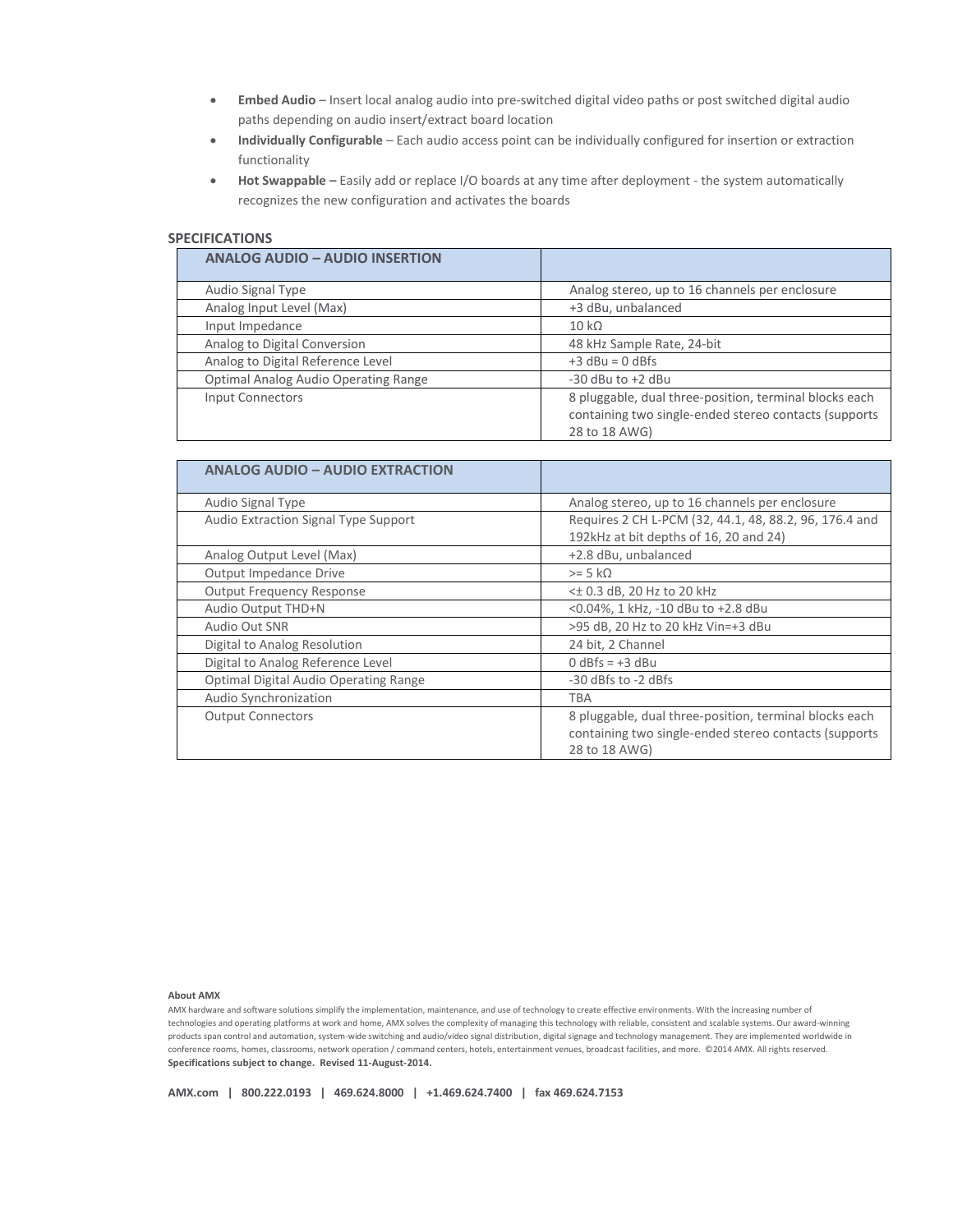- **Embed Audio** – Insert local analog audio into pre-switched digital video paths or post switched digital audio paths depending on audio insert/extract board location
- **Individually Configurable** – Each audio access point can be individually configured for insertion or extraction functionality
- **Hot Swappable –** Easily add or replace I/O boards at any time after deployment - the system automatically recognizes the new configuration and activates the boards

**SPECIFICATIONS**

| ANALOG AUDIO – AUDIO INSERTION | |
|---|---|
| Audio Signal Type | Analog stereo, up to 16 channels per enclosure |
| Analog Input Level (Max) | +3 dBu, unbalanced |
| Input Impedance | 10 kΩ |
| Analog to Digital Conversion | 48 kHz Sample Rate, 24-bit |
| Analog to Digital Reference Level | +3 dBu = 0 dBfs |
| Optimal Analog Audio Operating Range | -30 dBu to +2 dBu |
| Input Connectors | 8 pluggable, dual three-position, terminal blocks each containing two single-ended stereo contacts (supports 28 to 18 AWG) |

| ANALOG AUDIO – AUDIO EXTRACTION | |
|---|---|
| Audio Signal Type | Analog stereo, up to 16 channels per enclosure |
| Audio Extraction Signal Type Support | Requires 2 CH L-PCM (32, 44.1, 48, 88.2, 96, 176.4 and 192kHz at bit depths of 16, 20 and 24) |
| Analog Output Level (Max) | +2.8 dBu, unbalanced |
| Output Impedance Drive | >= 5 kΩ |
| Output Frequency Response | <± 0.3 dB, 20 Hz to 20 kHz |
| Audio Output THD+N | <0.04%, 1 kHz, -10 dBu to +2.8 dBu |
| Audio Out SNR | >95 dB, 20 Hz to 20 kHz Vin=+3 dBu |
| Digital to Analog Resolution | 24 bit, 2 Channel |
| Digital to Analog Reference Level | 0 dBfs = +3 dBu |
| Optimal Digital Audio Operating Range | -30 dBfs to -2 dBfs |
| Audio Synchronization | TBA |
| Output Connectors | 8 pluggable, dual three-position, terminal blocks each containing two single-ended stereo contacts (supports 28 to 18 AWG) |

**About AMX**

AMX hardware and software solutions simplify the implementation, maintenance, and use of technology to create effective environments. With the increasing number of technologies and operating platforms at work and home, AMX solves the complexity of managing this technology with reliable, consistent and scalable systems. Our award-winning products span control and automation, system-wide switching and audio/video signal distribution, digital signage and technology management. They are implemented worldwide in conference rooms, homes, classrooms, network operation / command centers, hotels, entertainment venues, broadcast facilities, and more. ©2014 AMX. All rights reserved.
**Specifications subject to change. Revised 11-August-2014.**

**AMX.com | 800.222.0193 | 469.624.8000 | +1.469.624.7400 | fax 469.624.7153**